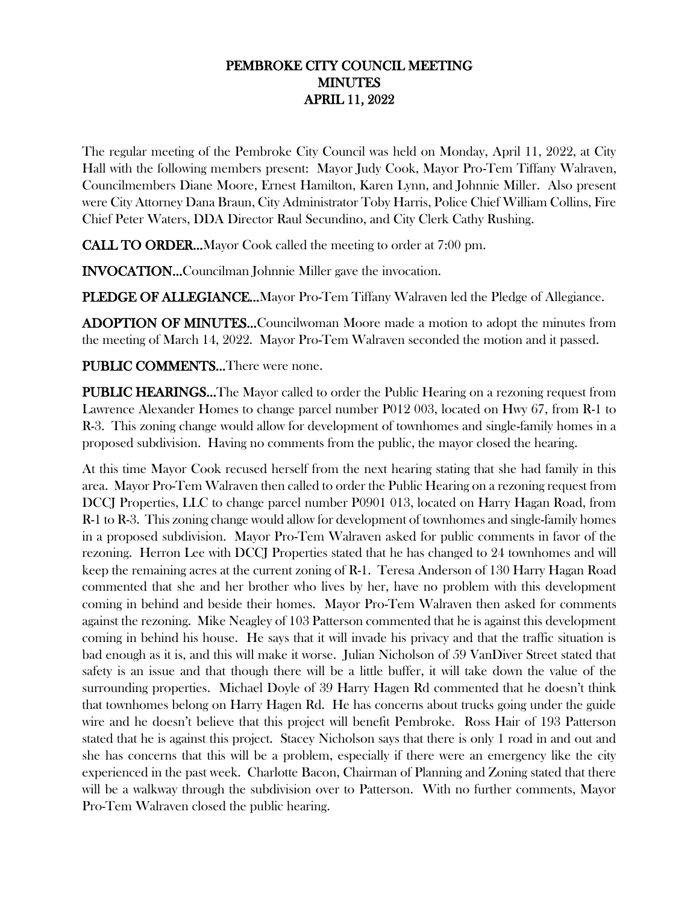# PEMBROKE CITY COUNCIL MEETING
# MINUTES
# APRIL 11, 2022

The regular meeting of the Pembroke City Council was held on Monday, April 11, 2022, at City Hall with the following members present: Mayor Judy Cook, Mayor Pro-Tem Tiffany Walraven, Councilmembers Diane Moore, Ernest Hamilton, Karen Lynn, and Johnnie Miller. Also present were City Attorney Dana Braun, City Administrator Toby Harris, Police Chief William Collins, Fire Chief Peter Waters, DDA Director Raul Secundino, and City Clerk Cathy Rushing.

**CALL TO ORDER…**Mayor Cook called the meeting to order at 7:00 pm.

**INVOCATION…**Councilman Johnnie Miller gave the invocation.

**PLEDGE OF ALLEGIANCE…**Mayor Pro-Tem Tiffany Walraven led the Pledge of Allegiance.

**ADOPTION OF MINUTES…**Councilwoman Moore made a motion to adopt the minutes from the meeting of March 14, 2022. Mayor Pro-Tem Walraven seconded the motion and it passed.

**PUBLIC COMMENTS…**There were none.

**PUBLIC HEARINGS…**The Mayor called to order the Public Hearing on a rezoning request from Lawrence Alexander Homes to change parcel number P012 003, located on Hwy 67, from R-1 to R-3. This zoning change would allow for development of townhomes and single-family homes in a proposed subdivision. Having no comments from the public, the mayor closed the hearing.

At this time Mayor Cook recused herself from the next hearing stating that she had family in this area. Mayor Pro-Tem Walraven then called to order the Public Hearing on a rezoning request from DCCJ Properties, LLC to change parcel number P0901 013, located on Harry Hagan Road, from R-1 to R-3. This zoning change would allow for development of townhomes and single-family homes in a proposed subdivision. Mayor Pro-Tem Walraven asked for public comments in favor of the rezoning. Herron Lee with DCCJ Properties stated that he has changed to 24 townhomes and will keep the remaining acres at the current zoning of R-1. Teresa Anderson of 130 Harry Hagan Road commented that she and her brother who lives by her, have no problem with this development coming in behind and beside their homes. Mayor Pro-Tem Walraven then asked for comments against the rezoning. Mike Neagley of 103 Patterson commented that he is against this development coming in behind his house. He says that it will invade his privacy and that the traffic situation is bad enough as it is, and this will make it worse. Julian Nicholson of 59 VanDiver Street stated that safety is an issue and that though there will be a little buffer, it will take down the value of the surrounding properties. Michael Doyle of 39 Harry Hagen Rd commented that he doesn't think that townhomes belong on Harry Hagen Rd. He has concerns about trucks going under the guide wire and he doesn't believe that this project will benefit Pembroke. Ross Hair of 193 Patterson stated that he is against this project. Stacey Nicholson says that there is only 1 road in and out and she has concerns that this will be a problem, especially if there were an emergency like the city experienced in the past week. Charlotte Bacon, Chairman of Planning and Zoning stated that there will be a walkway through the subdivision over to Patterson. With no further comments, Mayor Pro-Tem Walraven closed the public hearing.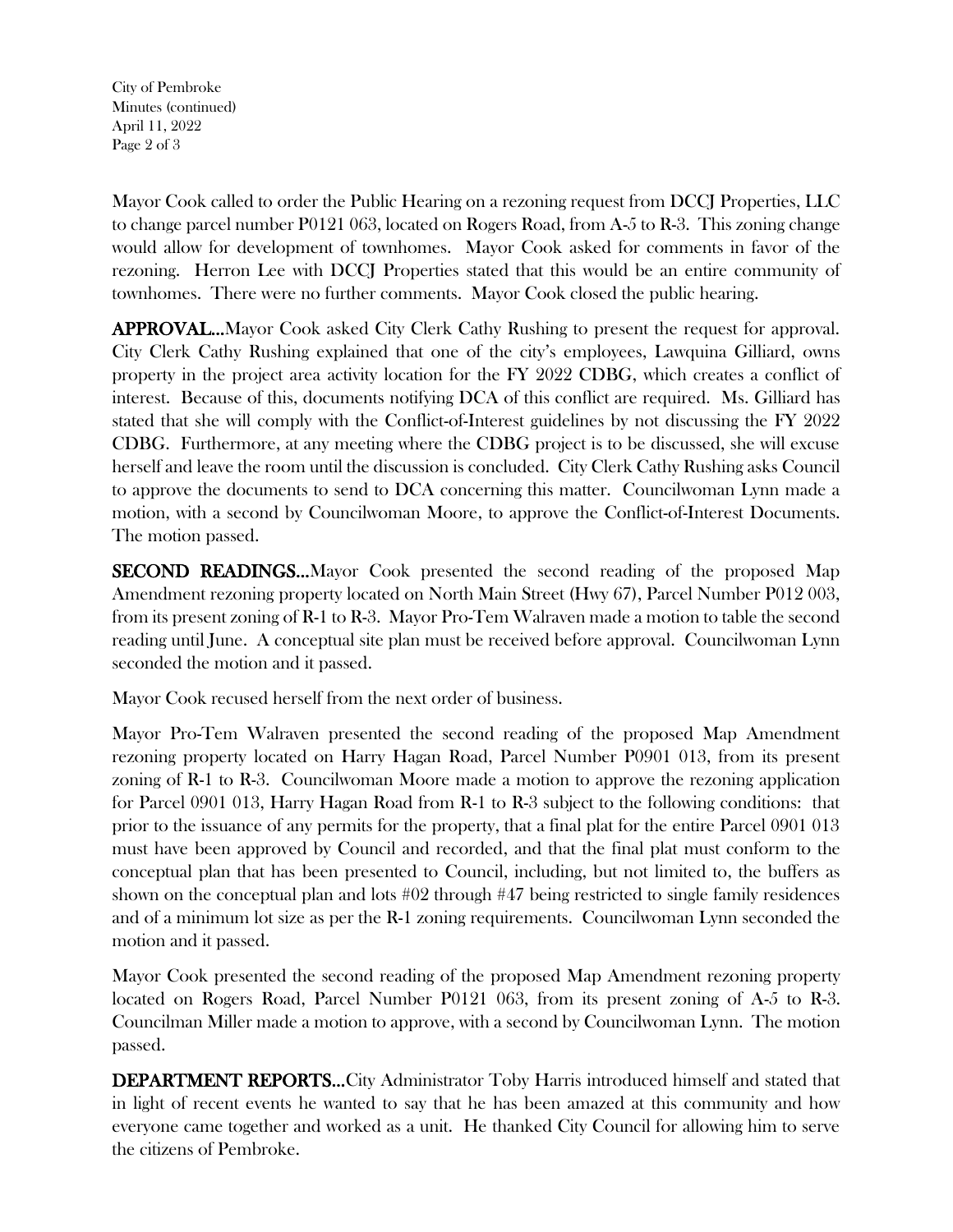Mayor Cook called to order the Public Hearing on a rezoning request from DCCJ Properties, LLC to change parcel number P0121 063, located on Rogers Road, from A-5 to R-3. This zoning change would allow for development of townhomes. Mayor Cook asked for comments in favor of the rezoning. Herron Lee with DCCJ Properties stated that this would be an entire community of townhomes. There were no further comments. Mayor Cook closed the public hearing.

**APPROVAL…**Mayor Cook asked City Clerk Cathy Rushing to present the request for approval. City Clerk Cathy Rushing explained that one of the city's employees, Lawquina Gilliard, owns property in the project area activity location for the FY 2022 CDBG, which creates a conflict of interest. Because of this, documents notifying DCA of this conflict are required. Ms. Gilliard has stated that she will comply with the Conflict-of-Interest guidelines by not discussing the FY 2022 CDBG. Furthermore, at any meeting where the CDBG project is to be discussed, she will excuse herself and leave the room until the discussion is concluded. City Clerk Cathy Rushing asks Council to approve the documents to send to DCA concerning this matter. Councilwoman Lynn made a motion, with a second by Councilwoman Moore, to approve the Conflict-of-Interest Documents. The motion passed.

**SECOND READINGS…**Mayor Cook presented the second reading of the proposed Map Amendment rezoning property located on North Main Street (Hwy 67), Parcel Number P012 003, from its present zoning of R-1 to R-3. Mayor Pro-Tem Walraven made a motion to table the second reading until June. A conceptual site plan must be received before approval. Councilwoman Lynn seconded the motion and it passed.

Mayor Cook recused herself from the next order of business.

Mayor Pro-Tem Walraven presented the second reading of the proposed Map Amendment rezoning property located on Harry Hagan Road, Parcel Number P0901 013, from its present zoning of R-1 to R-3. Councilwoman Moore made a motion to approve the rezoning application for Parcel 0901 013, Harry Hagan Road from R-1 to R-3 subject to the following conditions: that prior to the issuance of any permits for the property, that a final plat for the entire Parcel 0901 013 must have been approved by Council and recorded, and that the final plat must conform to the conceptual plan that has been presented to Council, including, but not limited to, the buffers as shown on the conceptual plan and lots #02 through #47 being restricted to single family residences and of a minimum lot size as per the R-1 zoning requirements. Councilwoman Lynn seconded the motion and it passed.

Mayor Cook presented the second reading of the proposed Map Amendment rezoning property located on Rogers Road, Parcel Number P0121 063, from its present zoning of A-5 to R-3. Councilman Miller made a motion to approve, with a second by Councilwoman Lynn. The motion passed.

**DEPARTMENT REPORTS…**City Administrator Toby Harris introduced himself and stated that in light of recent events he wanted to say that he has been amazed at this community and how everyone came together and worked as a unit. He thanked City Council for allowing him to serve the citizens of Pembroke.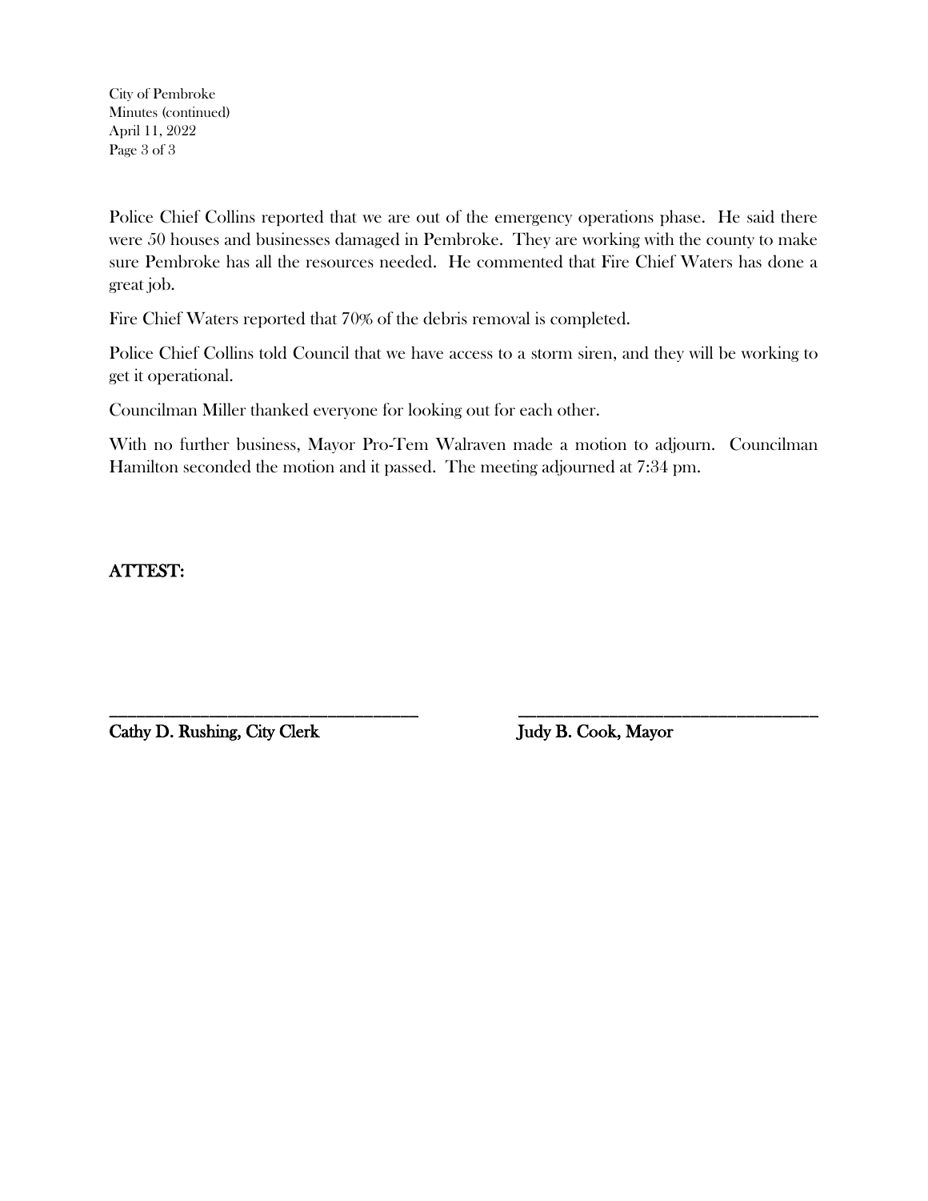Police Chief Collins reported that we are out of the emergency operations phase. He said there were 50 houses and businesses damaged in Pembroke. They are working with the county to make sure Pembroke has all the resources needed. He commented that Fire Chief Waters has done a great job.

Fire Chief Waters reported that 70% of the debris removal is completed.

Police Chief Collins told Council that we have access to a storm siren, and they will be working to get it operational.

Councilman Miller thanked everyone for looking out for each other.

With no further business, Mayor Pro-Tem Walraven made a motion to adjourn. Councilman Hamilton seconded the motion and it passed. The meeting adjourned at 7:34 pm.

**ATTEST:**

\_\_\_\_\_\_\_\_\_\_\_\_\_\_\_\_\_\_\_\_\_\_\_\_\_\_\_\_\_\_\_\_\_\_\_\_
**Cathy D. Rushing, City Clerk**

\_\_\_\_\_\_\_\_\_\_\_\_\_\_\_\_\_\_\_\_\_\_\_\_\_\_\_\_\_\_\_\_\_\_\_\_
**Judy B. Cook, Mayor**